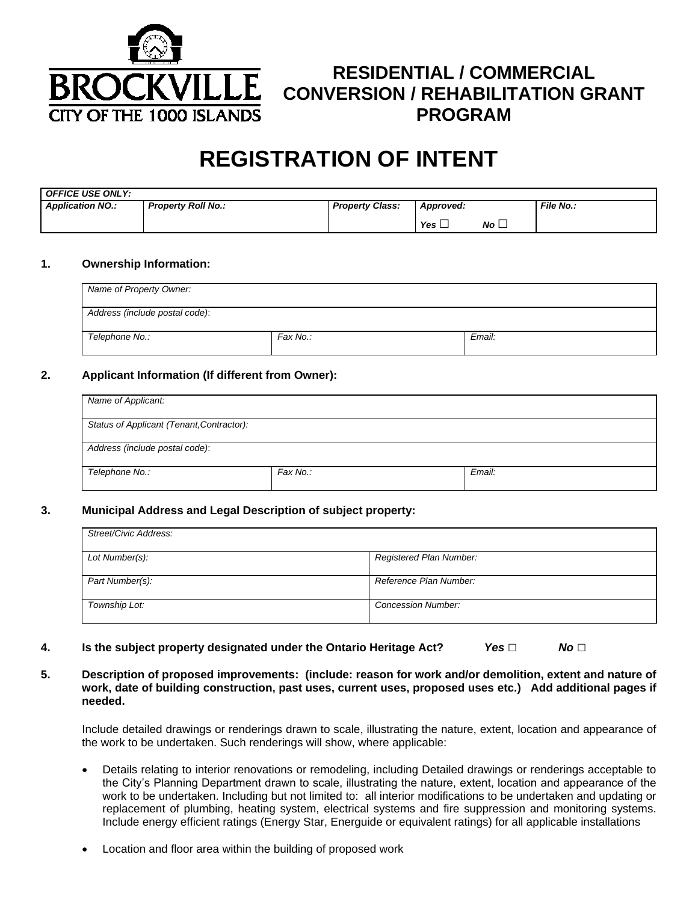BROCKVILLE
CITY OF THE 1000 ISLANDS

# RESIDENTIAL / COMMERCIAL CONVERSION / REHABILITATION GRANT PROGRAM

# REGISTRATION OF INTENT

| *OFFICE USE ONLY:* | | | | |
|---|---|---|---|---|
| ***Application NO.:*** | ***Property Roll No.:*** | ***Property Class:*** | ***Approved:*** <br> ***Yes*** ☐ ***No*** ☐ | ***File No.:*** |

**1. Ownership Information:**

| *Name of Property Owner:* | | |
|---|---|---|
| *Address (include postal code)*: | | |
| *Telephone No.:* | *Fax No.:* | *Email:* |

**2. Applicant Information (If different from Owner):**

| *Name of Applicant:* | | |
|---|---|---|
| *Status of Applicant (Tenant,Contractor):* | | |
| *Address (include postal code)*: | | |
| *Telephone No.:* | *Fax No.:* | *Email:* |

**3. Municipal Address and Legal Description of subject property:**

| *Street/Civic Address:* | |
|---|---|
| *Lot Number(s):* | *Registered Plan Number:* |
| *Part Number(s):* | *Reference Plan Number:* |
| *Township Lot:* | *Concession Number:* |

**4. Is the subject property designated under the Ontario Heritage Act?** ***Yes*** □ ***No*** □

**5. Description of proposed improvements: (include: reason for work and/or demolition, extent and nature of work, date of building construction, past uses, current uses, proposed uses etc.) Add additional pages if needed.**

Include detailed drawings or renderings drawn to scale, illustrating the nature, extent, location and appearance of the work to be undertaken. Such renderings will show, where applicable:

- Details relating to interior renovations or remodeling, including Detailed drawings or renderings acceptable to the City's Planning Department drawn to scale, illustrating the nature, extent, location and appearance of the work to be undertaken. Including but not limited to: all interior modifications to be undertaken and updating or replacement of plumbing, heating system, electrical systems and fire suppression and monitoring systems. Include energy efficient ratings (Energy Star, Energuide or equivalent ratings) for all applicable installations
- Location and floor area within the building of proposed work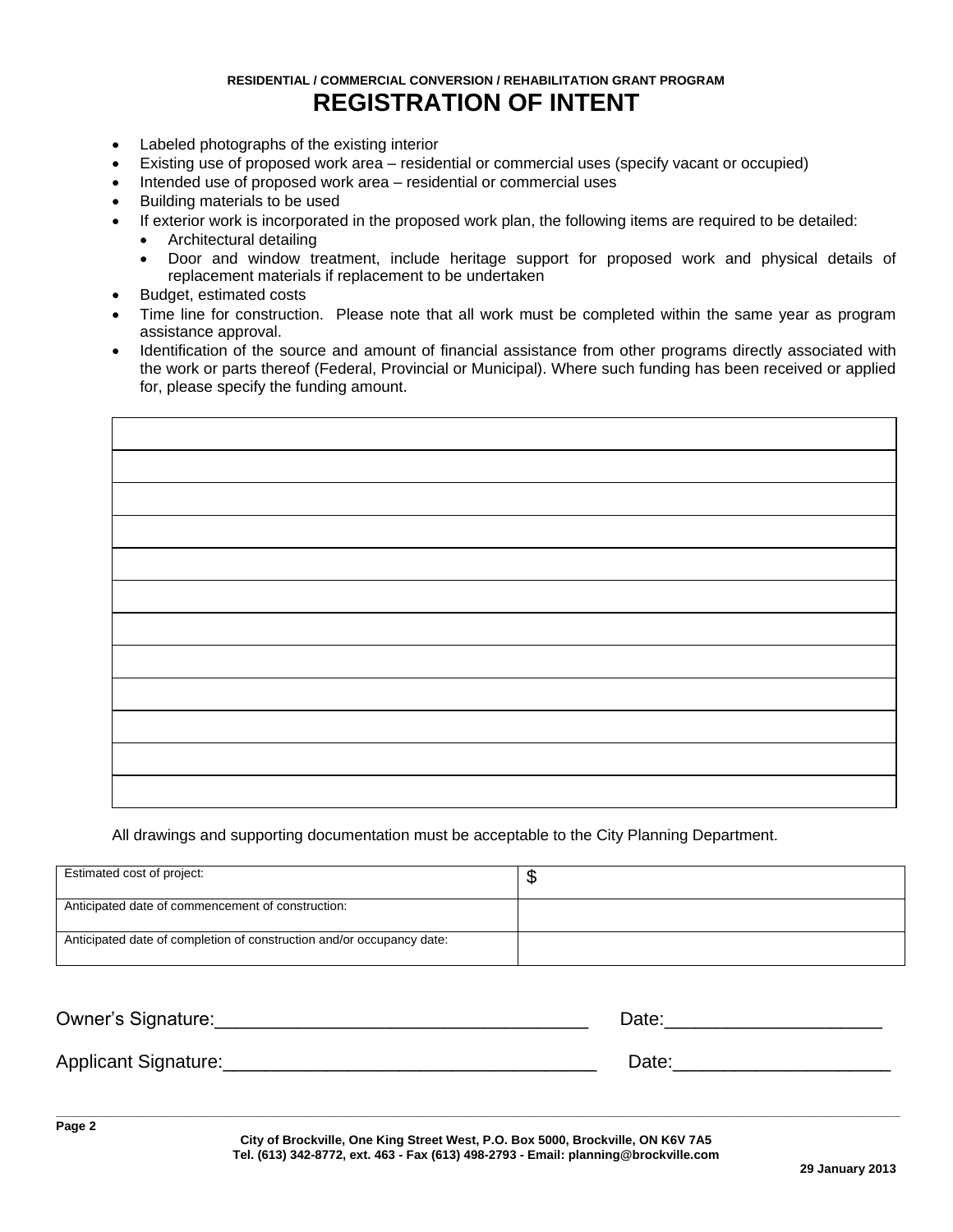RESIDENTIAL / COMMERCIAL CONVERSION / REHABILITATION GRANT PROGRAM

# REGISTRATION OF INTENT

- Labeled photographs of the existing interior
- Existing use of proposed work area – residential or commercial uses (specify vacant or occupied)
- Intended use of proposed work area – residential or commercial uses
- Building materials to be used
- If exterior work is incorporated in the proposed work plan, the following items are required to be detailed:
  - Architectural detailing
  - Door and window treatment, include heritage support for proposed work and physical details of replacement materials if replacement to be undertaken
- Budget, estimated costs
- Time line for construction. Please note that all work must be completed within the same year as program assistance approval.
- Identification of the source and amount of financial assistance from other programs directly associated with the work or parts thereof (Federal, Provincial or Municipal). Where such funding has been received or applied for, please specify the funding amount.

| |
|---|
| |
| |
| |
| |
| |
| |
| |
| |
| |
| |
| |

All drawings and supporting documentation must be acceptable to the City Planning Department.

| | |
|---|---|
| Estimated cost of project: | $ |
| Anticipated date of commencement of construction: | |
| Anticipated date of completion of construction and/or occupancy date: | |

Owner's Signature:_____________________________________ Date:_____________________

Applicant Signature:_____________________________________ Date:_____________________

City of Brockville, One King Street West, P.O. Box 5000, Brockville, ON K6V 7A5
Tel. (613) 342-8772, ext. 463 - Fax (613) 498-2793 - Email: planning@brockville.com

29 January 2013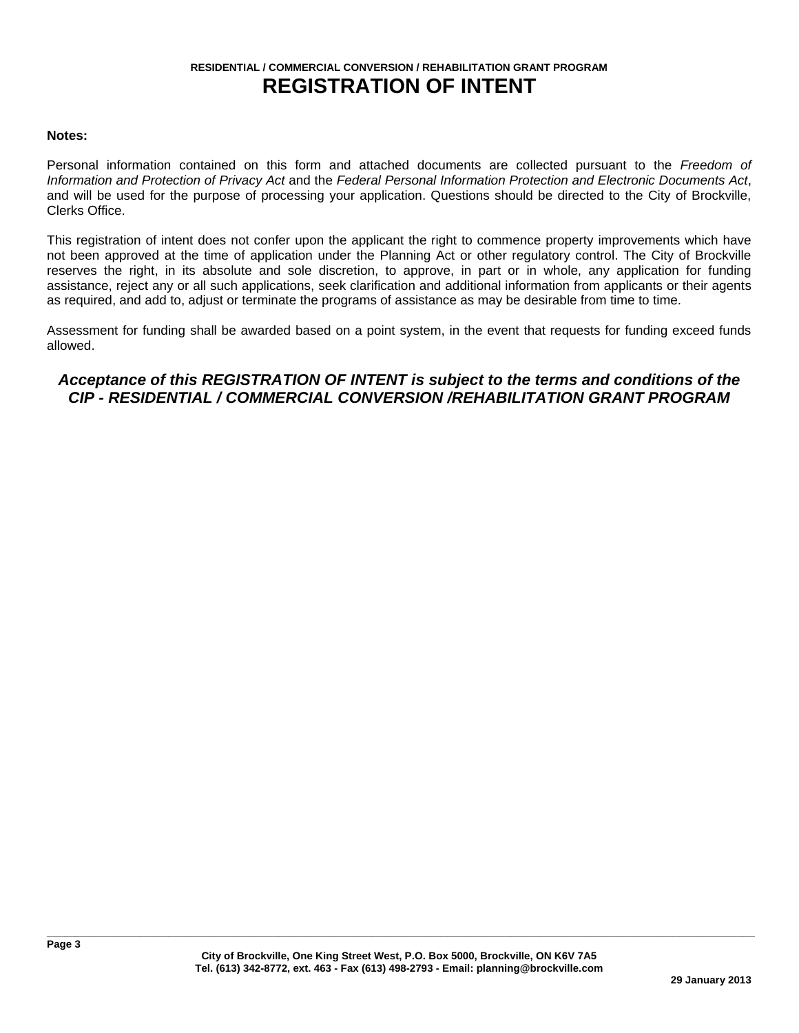RESIDENTIAL / COMMERCIAL CONVERSION / REHABILITATION GRANT PROGRAM

# REGISTRATION OF INTENT

**Notes:**

Personal information contained on this form and attached documents are collected pursuant to the *Freedom of Information and Protection of Privacy Act* and the *Federal Personal Information Protection and Electronic Documents Act*, and will be used for the purpose of processing your application. Questions should be directed to the City of Brockville, Clerks Office.

This registration of intent does not confer upon the applicant the right to commence property improvements which have not been approved at the time of application under the Planning Act or other regulatory control. The City of Brockville reserves the right, in its absolute and sole discretion, to approve, in part or in whole, any application for funding assistance, reject any or all such applications, seek clarification and additional information from applicants or their agents as required, and add to, adjust or terminate the programs of assistance as may be desirable from time to time.

Assessment for funding shall be awarded based on a point system, in the event that requests for funding exceed funds allowed.

***Acceptance of this REGISTRATION OF INTENT is subject to the terms and conditions of the CIP - RESIDENTIAL / COMMERCIAL CONVERSION /REHABILITATION GRANT PROGRAM***